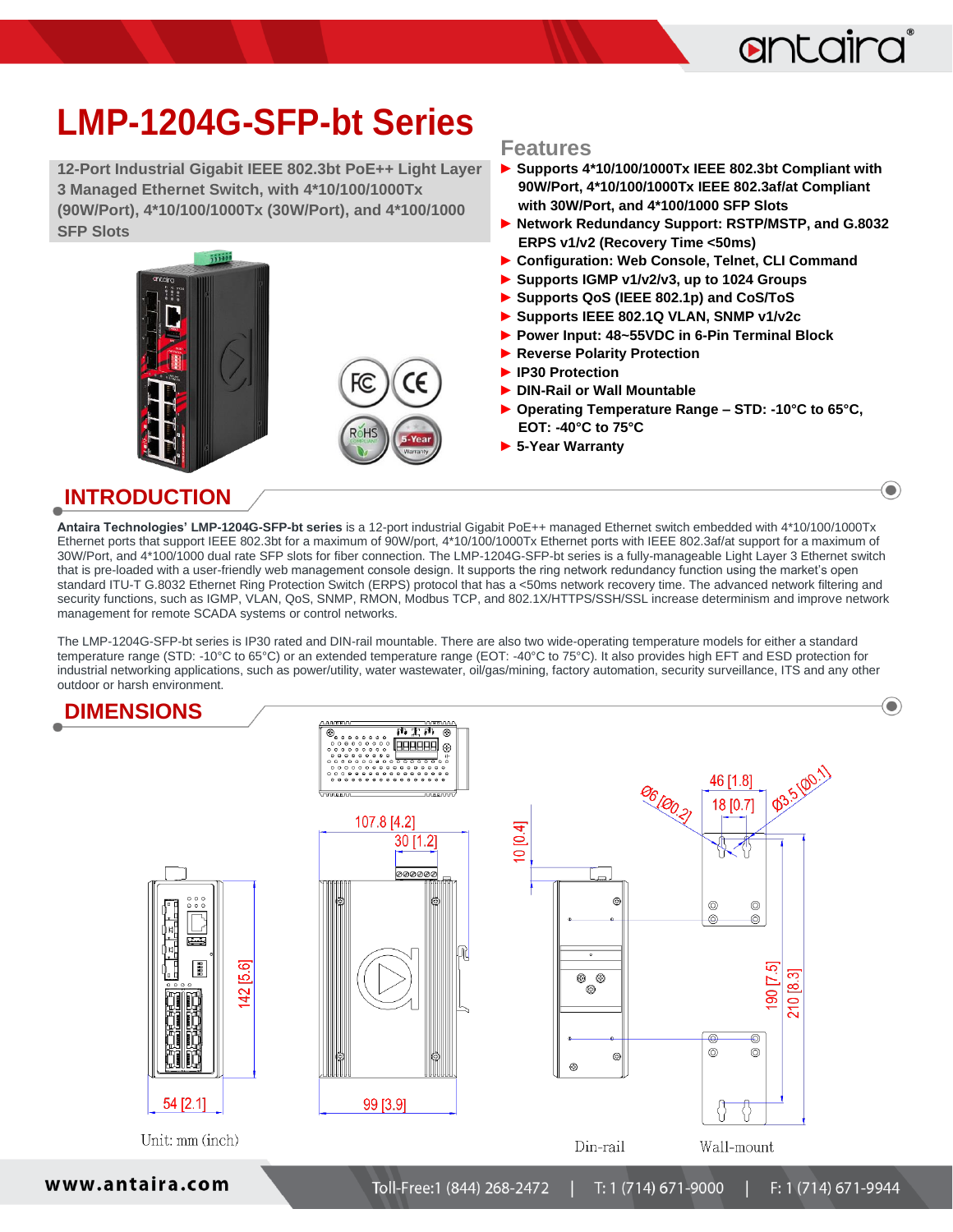# LMP-1204G-SFP-bt Series

**12-Port Industrial Gigabit IEEE 802.3bt PoE++ Light Layer 3 Managed Ethernet Switch, with 4*10/100/1000Tx (90W/Port), 4*10/100/1000Tx (30W/Port), and 4*100/1000 SFP Slots**

## Features

- Supports 4*10/100/1000Tx IEEE 802.3bt Compliant with 90W/Port, 4*10/100/1000Tx IEEE 802.3af/at Compliant with 30W/Port, and 4*100/1000 SFP Slots
- Network Redundancy Support: RSTP/MSTP, and G.8032 ERPS v1/v2 (Recovery Time <50ms)
- Configuration: Web Console, Telnet, CLI Command
- Supports IGMP v1/v2/v3, up to 1024 Groups
- Supports QoS (IEEE 802.1p) and CoS/ToS
- Supports IEEE 802.1Q VLAN, SNMP v1/v2c
- Power Input: 48~55VDC in 6-Pin Terminal Block
- Reverse Polarity Protection
- IP30 Protection
- DIN-Rail or Wall Mountable
- Operating Temperature Range – STD: -10°C to 65°C, EOT: -40°C to 75°C
- 5-Year Warranty

## INTRODUCTION

**Antaira Technologies' LMP-1204G-SFP-bt series** is a 12-port industrial Gigabit PoE++ managed Ethernet switch embedded with 4*10/100/1000Tx Ethernet ports that support IEEE 802.3bt for a maximum of 90W/port, 4*10/100/1000Tx Ethernet ports with IEEE 802.3af/at support for a maximum of 30W/Port, and 4*100/1000 dual rate SFP slots for fiber connection. The LMP-1204G-SFP-bt series is a fully-manageable Light Layer 3 Ethernet switch that is pre-loaded with a user-friendly web management console design. It supports the ring network redundancy function using the market's open standard ITU-T G.8032 Ethernet Ring Protection Switch (ERPS) protocol that has a <50ms network recovery time. The advanced network filtering and security functions, such as IGMP, VLAN, QoS, SNMP, RMON, Modbus TCP, and 802.1X/HTTPS/SSH/SSL increase determinism and improve network management for remote SCADA systems or control networks.

The LMP-1204G-SFP-bt series is IP30 rated and DIN-rail mountable. There are also two wide-operating temperature models for either a standard temperature range (STD: -10°C to 65°C) or an extended temperature range (EOT: -40°C to 75°C). It also provides high EFT and ESD protection for industrial networking applications, such as power/utility, water wastewater, oil/gas/mining, factory automation, security surveillance, ITS and any other outdoor or harsh environment.

## DIMENSIONS

107.8 [4.2]
30 [1.2]
142 [5.6]
54 [2.1]
99 [3.9]
10 [0.4]
46 [1.8]
18 [0.7]
Ø6 [Ø0.2]
Ø3.5 [Ø0.1]
190 [7.5]
210 [8.3]

Unit: mm (inch)

Din-rail

Wall-mount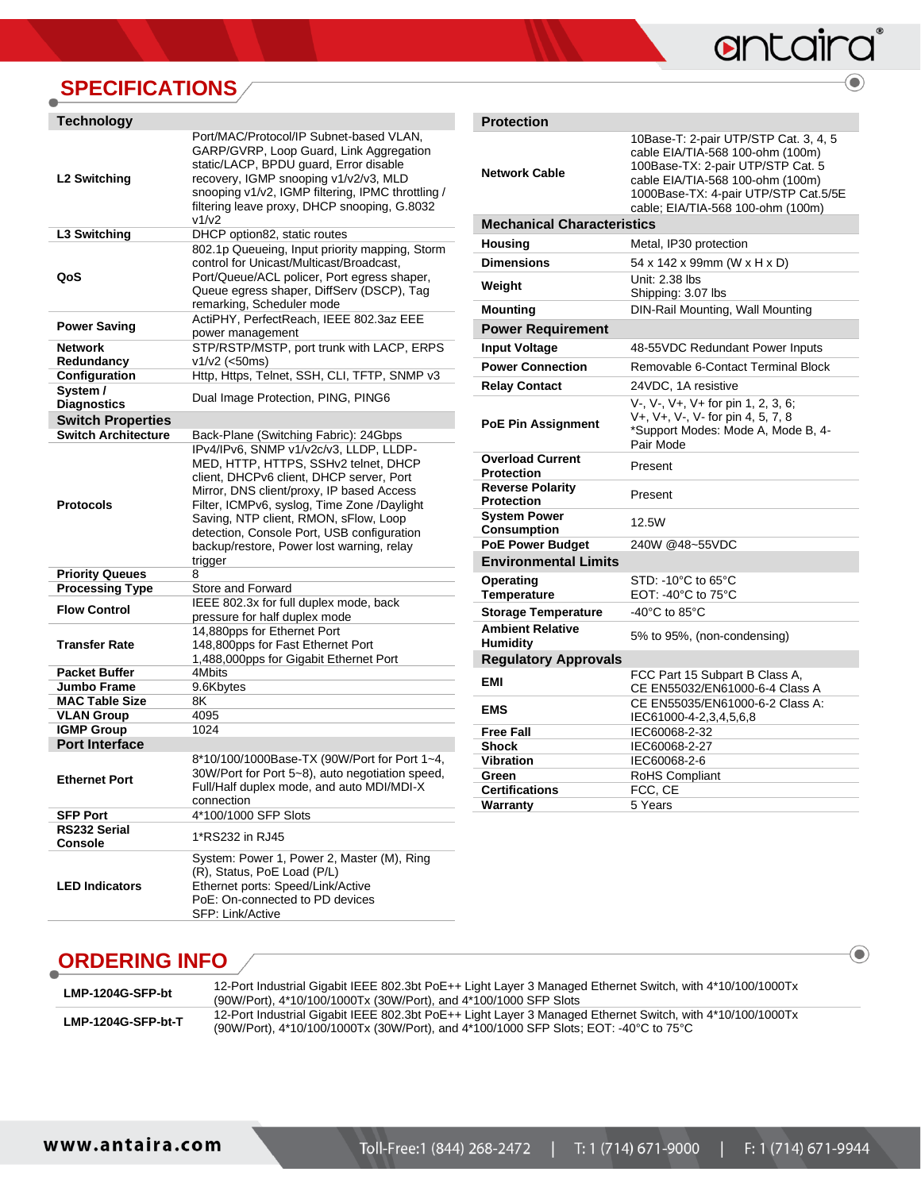## SPECIFICATIONS

| Technology | |
|---|---|
| L2 Switching | Port/MAC/Protocol/IP Subnet-based VLAN, GARP/GVRP, Loop Guard, Link Aggregation static/LACP, BPDU guard, Error disable recovery, IGMP snooping v1/v2/v3, MLD snooping v1/v2, IGMP filtering, IPMC throttling / filtering leave proxy, DHCP snooping, G.8032 v1/v2 |
| L3 Switching | DHCP option82, static routes |
| QoS | 802.1p Queueing, Input priority mapping, Storm control for Unicast/Multicast/Broadcast, Port/Queue/ACL policer, Port egress shaper, Queue egress shaper, DiffServ (DSCP), Tag remarking, Scheduler mode |
| Power Saving | ActiPHY, PerfectReach, IEEE 802.3az EEE power management |
| Network Redundancy | STP/RSTP/MSTP, port trunk with LACP, ERPS v1/v2 (<50ms) |
| Configuration | Http, Https, Telnet, SSH, CLI, TFTP, SNMP v3 |
| System / Diagnostics | Dual Image Protection, PING, PING6 |
| **Switch Properties** | |
| Switch Architecture | Back-Plane (Switching Fabric): 24Gbps |
| Protocols | IPv4/IPv6, SNMP v1/v2c/v3, LLDP, LLDP-MED, HTTP, HTTPS, SSHv2 telnet, DHCP client, DHCPv6 client, DHCP server, Port Mirror, DNS client/proxy, IP based Access Filter, ICMPv6, syslog, Time Zone /Daylight Saving, NTP client, RMON, sFlow, Loop detection, Console Port, USB configuration backup/restore, Power lost warning, relay trigger |
| Priority Queues | 8 |
| Processing Type | Store and Forward |
| Flow Control | IEEE 802.3x for full duplex mode, back pressure for half duplex mode |
| Transfer Rate | 14,880pps for Ethernet Port<br>148,800pps for Fast Ethernet Port<br>1,488,000pps for Gigabit Ethernet Port |
| Packet Buffer | 4Mbits |
| Jumbo Frame | 9.6Kbytes |
| MAC Table Size | 8K |
| VLAN Group | 4095 |
| IGMP Group | 1024 |
| **Port Interface** | |
| Ethernet Port | 8*10/100/1000Base-TX (90W/Port for Port 1~4, 30W/Port for Port 5~8), auto negotiation speed, Full/Half duplex mode, and auto MDI/MDI-X connection |
| SFP Port | 4*100/1000 SFP Slots |
| RS232 Serial Console | 1*RS232 in RJ45 |
| LED Indicators | System: Power 1, Power 2, Master (M), Ring (R), Status, PoE Load (P/L)<br>Ethernet ports: Speed/Link/Active<br>PoE: On-connected to PD devices<br>SFP: Link/Active |

| Protection | |
|---|---|
| Network Cable | 10Base-T: 2-pair UTP/STP Cat. 3, 4, 5 cable EIA/TIA-568 100-ohm (100m)<br>100Base-TX: 2-pair UTP/STP Cat. 5 cable EIA/TIA-568 100-ohm (100m)<br>1000Base-TX: 4-pair UTP/STP Cat.5/5E cable; EIA/TIA-568 100-ohm (100m) |
| **Mechanical Characteristics** | |
| Housing | Metal, IP30 protection |
| Dimensions | 54 x 142 x 99mm (W x H x D) |
| Weight | Unit: 2.38 lbs<br>Shipping: 3.07 lbs |
| Mounting | DIN-Rail Mounting, Wall Mounting |
| **Power Requirement** | |
| Input Voltage | 48-55VDC Redundant Power Inputs |
| Power Connection | Removable 6-Contact Terminal Block |
| Relay Contact | 24VDC, 1A resistive |
| PoE Pin Assignment | V-, V-, V+, V+ for pin 1, 2, 3, 6;<br>V+, V+, V-, V- for pin 4, 5, 7, 8<br>*Support Modes: Mode A, Mode B, 4-Pair Mode |
| Overload Current Protection | Present |
| Reverse Polarity Protection | Present |
| System Power Consumption | 12.5W |
| PoE Power Budget | 240W @48~55VDC |
| **Environmental Limits** | |
| Operating Temperature | STD: -10°C to 65°C<br>EOT: -40°C to 75°C |
| Storage Temperature | -40°C to 85°C |
| Ambient Relative Humidity | 5% to 95%, (non-condensing) |
| **Regulatory Approvals** | |
| EMI | FCC Part 15 Subpart B Class A,<br>CE EN55032/EN61000-6-4 Class A |
| EMS | CE EN55035/EN61000-6-2 Class A:<br>IEC61000-4-2,3,4,5,6,8 |
| Free Fall | IEC60068-2-32 |
| Shock | IEC60068-2-27 |
| Vibration | IEC60068-2-6 |
| Green | RoHS Compliant |
| Certifications | FCC, CE |
| Warranty | 5 Years |

## ORDERING INFO

| | |
|---|---|
| **LMP-1204G-SFP-bt** | 12-Port Industrial Gigabit IEEE 802.3bt PoE++ Light Layer 3 Managed Ethernet Switch, with 4*10/100/1000Tx (90W/Port), 4*10/100/1000Tx (30W/Port), and 4*100/1000 SFP Slots |
| **LMP-1204G-SFP-bt-T** | 12-Port Industrial Gigabit IEEE 802.3bt PoE++ Light Layer 3 Managed Ethernet Switch, with 4*10/100/1000Tx (90W/Port), 4*10/100/1000Tx (30W/Port), and 4*100/1000 SFP Slots; EOT: -40°C to 75°C |